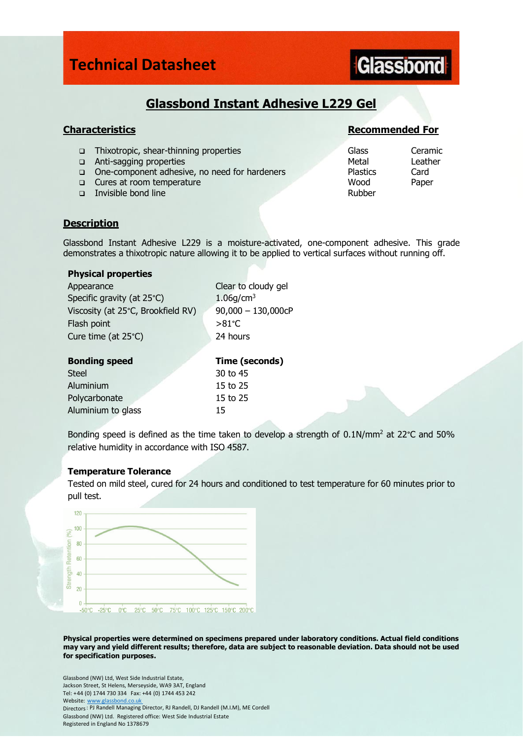# Technical Datasheet

Glassbond

## Glassbond Instant Adhesive L229 Gel

### Characteristics

- Thixotropic, shear-thinning properties
- Anti-sagging properties
- One-component adhesive, no need for hardeners
- Cures at room temperature
- Invisible bond line

### Recommended For

| | |
|---|---|
| Glass | Ceramic |
| Metal | Leather |
| Plastics | Card |
| Wood | Paper |
| Rubber | |

### Description

Glassbond Instant Adhesive L229 is a moisture-activated, one-component adhesive. This grade demonstrates a thixotropic nature allowing it to be applied to vertical surfaces without running off.

| **Physical properties** | |
|---|---|
| Appearance | Clear to cloudy gel |
| Specific gravity (at 25°C) | 1.06g/cm$^3$ |
| Viscosity (at 25°C, Brookfield RV) | 90,000 – 130,000cP |
| Flash point | >81°C |
| Cure time (at 25°C) | 24 hours |

| **Bonding speed** | **Time (seconds)** |
|---|---|
| Steel | 30 to 45 |
| Aluminium | 15 to 25 |
| Polycarbonate | 15 to 25 |
| Aluminium to glass | 15 |

Bonding speed is defined as the time taken to develop a strength of 0.1N/mm$^2$ at 22°C and 50% relative humidity in accordance with ISO 4587.

**Temperature Tolerance**

Tested on mild steel, cured for 24 hours and conditioned to test temperature for 60 minutes prior to pull test.

**Physical properties were determined on specimens prepared under laboratory conditions. Actual field conditions may vary and yield different results; therefore, data are subject to reasonable deviation. Data should not be used for specification purposes.**

Glassbond (NW) Ltd, West Side Industrial Estate,
Jackson Street, St Helens, Merseyside, WA9 3AT, England
Tel: +44 (0) 1744 730 334 Fax: +44 (0) 1744 453 242
Website: www.glassbond.co.uk
Directors: PJ Randell Managing Director, RJ Randell, DJ Randell (M.I.M), ME Cordell
Glassbond (NW) Ltd. Registered office: West Side Industrial Estate
Registered in England No 1378679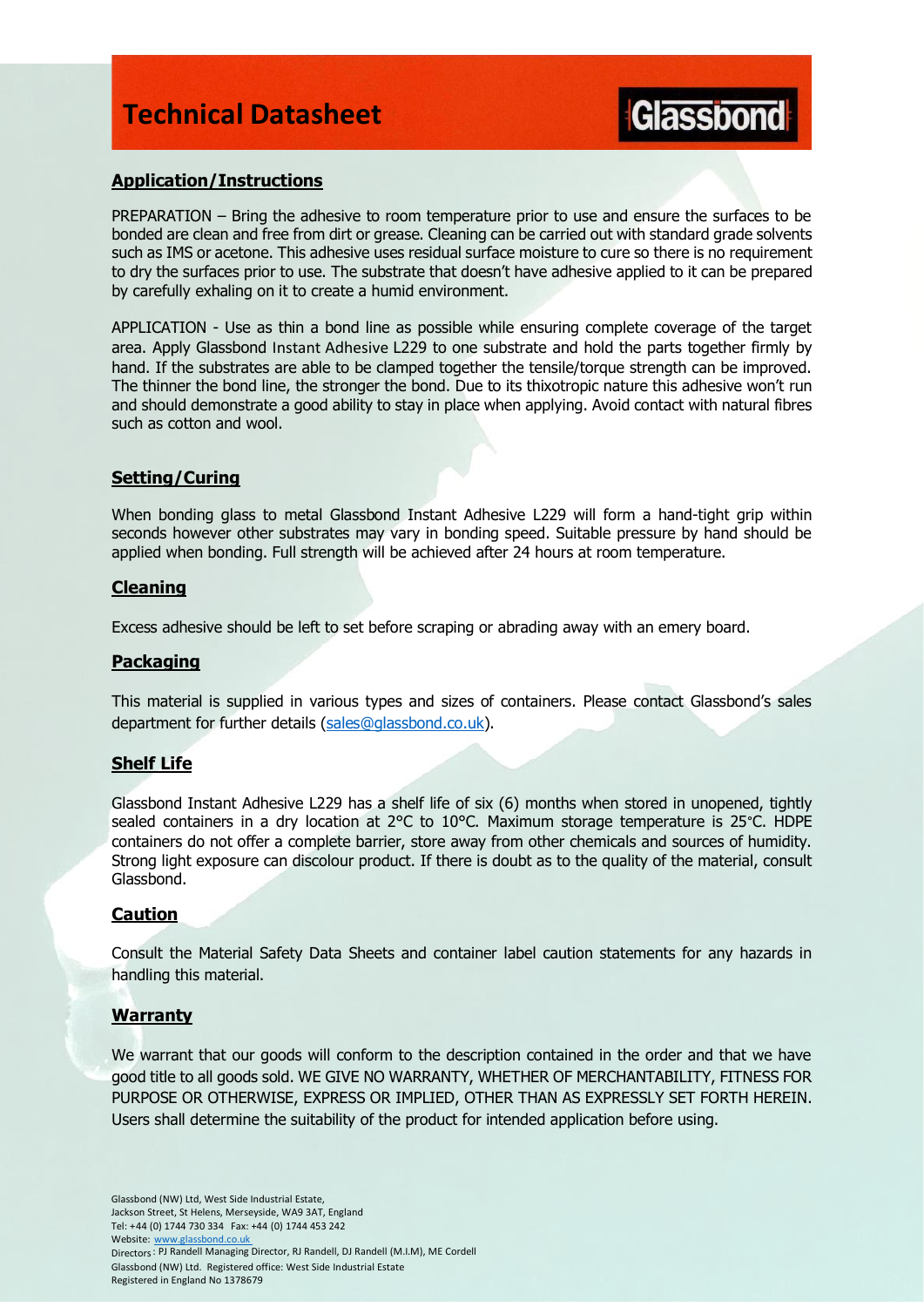# Technical Datasheet

Glassbond

## Application/Instructions

PREPARATION – Bring the adhesive to room temperature prior to use and ensure the surfaces to be bonded are clean and free from dirt or grease. Cleaning can be carried out with standard grade solvents such as IMS or acetone. This adhesive uses residual surface moisture to cure so there is no requirement to dry the surfaces prior to use. The substrate that doesn't have adhesive applied to it can be prepared by carefully exhaling on it to create a humid environment.

APPLICATION - Use as thin a bond line as possible while ensuring complete coverage of the target area. Apply Glassbond Instant Adhesive L229 to one substrate and hold the parts together firmly by hand. If the substrates are able to be clamped together the tensile/torque strength can be improved. The thinner the bond line, the stronger the bond. Due to its thixotropic nature this adhesive won't run and should demonstrate a good ability to stay in place when applying. Avoid contact with natural fibres such as cotton and wool.

## Setting/Curing

When bonding glass to metal Glassbond Instant Adhesive L229 will form a hand-tight grip within seconds however other substrates may vary in bonding speed. Suitable pressure by hand should be applied when bonding. Full strength will be achieved after 24 hours at room temperature.

## Cleaning

Excess adhesive should be left to set before scraping or abrading away with an emery board.

## Packaging

This material is supplied in various types and sizes of containers. Please contact Glassbond's sales department for further details (sales@glassbond.co.uk).

## Shelf Life

Glassbond Instant Adhesive L229 has a shelf life of six (6) months when stored in unopened, tightly sealed containers in a dry location at 2°C to 10°C. Maximum storage temperature is 25°C. HDPE containers do not offer a complete barrier, store away from other chemicals and sources of humidity. Strong light exposure can discolour product. If there is doubt as to the quality of the material, consult Glassbond.

## Caution

Consult the Material Safety Data Sheets and container label caution statements for any hazards in handling this material.

## Warranty

We warrant that our goods will conform to the description contained in the order and that we have good title to all goods sold. WE GIVE NO WARRANTY, WHETHER OF MERCHANTABILITY, FITNESS FOR PURPOSE OR OTHERWISE, EXPRESS OR IMPLIED, OTHER THAN AS EXPRESSLY SET FORTH HEREIN. Users shall determine the suitability of the product for intended application before using.

Glassbond (NW) Ltd, West Side Industrial Estate,
Jackson Street, St Helens, Merseyside, WA9 3AT, England
Tel: +44 (0) 1744 730 334 Fax: +44 (0) 1744 453 242
Website: www.glassbond.co.uk
Directors: PJ Randell Managing Director, RJ Randell, DJ Randell (M.I.M), ME Cordell
Glassbond (NW) Ltd. Registered office: West Side Industrial Estate
Registered in England No 1378679